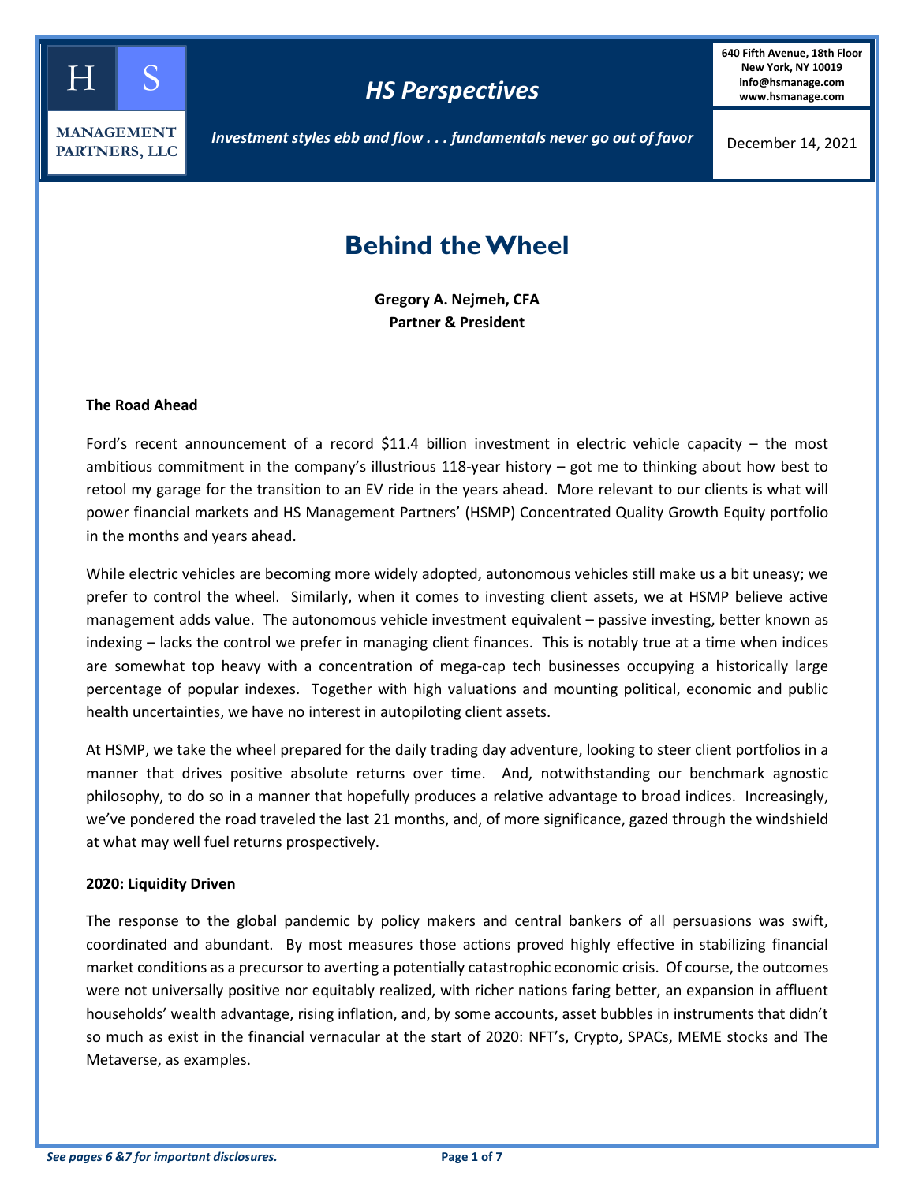HS Management Partners, LLC

# HS Perspectives

*Investment styles ebb and flow . . . fundamentals never go out of favor*

640 Fifth Avenue, 18th Floor
New York, NY 10019
info@hsmanage.com
www.hsmanage.com

December 14, 2021

## Behind the Wheel

**Gregory A. Nejmeh, CFA**
**Partner & President**

### The Road Ahead

Ford's recent announcement of a record $11.4 billion investment in electric vehicle capacity – the most ambitious commitment in the company's illustrious 118-year history – got me to thinking about how best to retool my garage for the transition to an EV ride in the years ahead. More relevant to our clients is what will power financial markets and HS Management Partners' (HSMP) Concentrated Quality Growth Equity portfolio in the months and years ahead.

While electric vehicles are becoming more widely adopted, autonomous vehicles still make us a bit uneasy; we prefer to control the wheel. Similarly, when it comes to investing client assets, we at HSMP believe active management adds value. The autonomous vehicle investment equivalent – passive investing, better known as indexing – lacks the control we prefer in managing client finances. This is notably true at a time when indices are somewhat top heavy with a concentration of mega-cap tech businesses occupying a historically large percentage of popular indexes. Together with high valuations and mounting political, economic and public health uncertainties, we have no interest in autopiloting client assets.

At HSMP, we take the wheel prepared for the daily trading day adventure, looking to steer client portfolios in a manner that drives positive absolute returns over time. And, notwithstanding our benchmark agnostic philosophy, to do so in a manner that hopefully produces a relative advantage to broad indices. Increasingly, we've pondered the road traveled the last 21 months, and, of more significance, gazed through the windshield at what may well fuel returns prospectively.

### 2020: Liquidity Driven

The response to the global pandemic by policy makers and central bankers of all persuasions was swift, coordinated and abundant. By most measures those actions proved highly effective in stabilizing financial market conditions as a precursor to averting a potentially catastrophic economic crisis. Of course, the outcomes were not universally positive nor equitably realized, with richer nations faring better, an expansion in affluent households' wealth advantage, rising inflation, and, by some accounts, asset bubbles in instruments that didn't so much as exist in the financial vernacular at the start of 2020: NFT's, Crypto, SPACs, MEME stocks and The Metaverse, as examples.

*See pages 6 &7 for important disclosures.*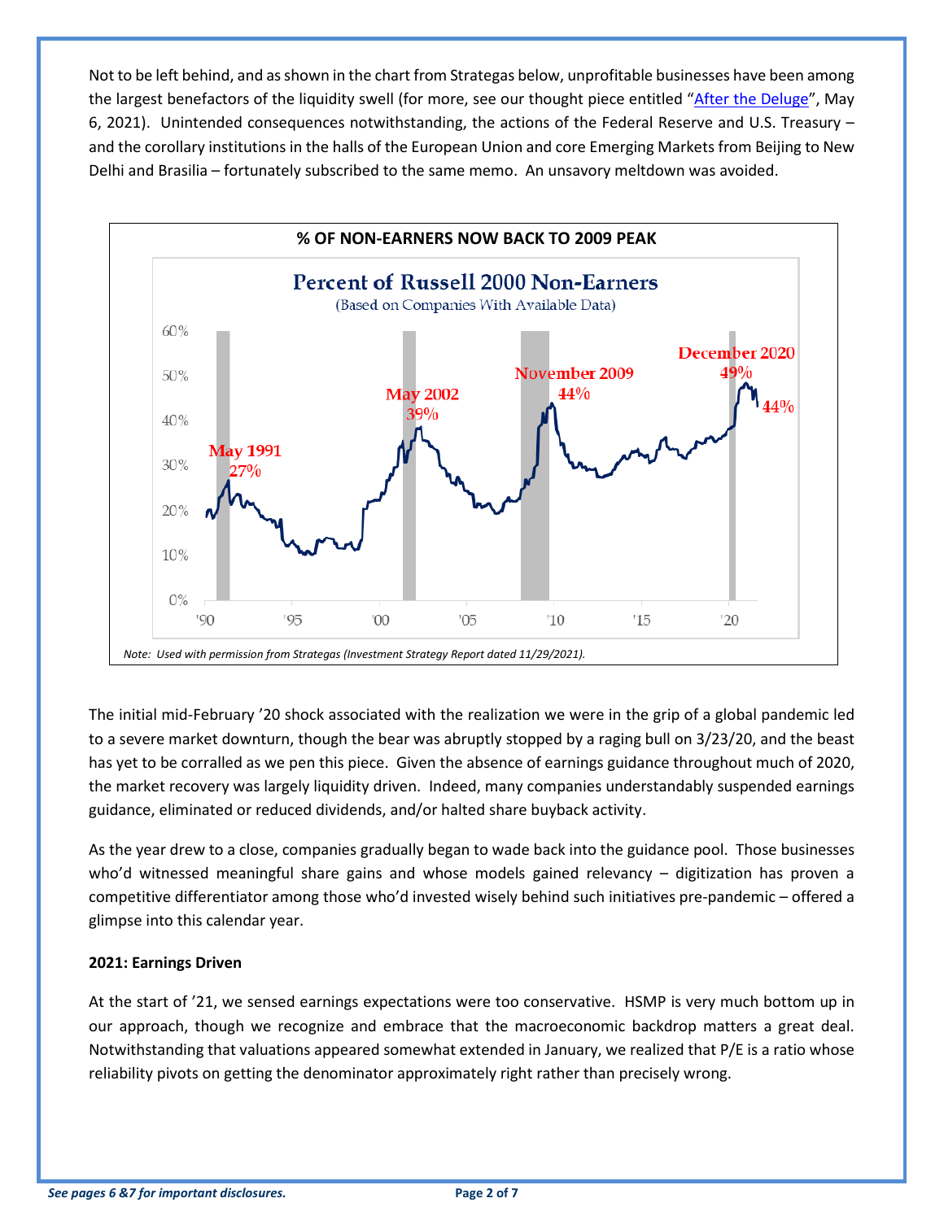Not to be left behind, and as shown in the chart from Strategas below, unprofitable businesses have been among the largest benefactors of the liquidity swell (for more, see our thought piece entitled "After the Deluge", May 6, 2021). Unintended consequences notwithstanding, the actions of the Federal Reserve and U.S. Treasury – and the corollary institutions in the halls of the European Union and core Emerging Markets from Beijing to New Delhi and Brasilia – fortunately subscribed to the same memo. An unsavory meltdown was avoided.

**% OF NON-EARNERS NOW BACK TO 2009 PEAK**

*Note: Used with permission from Strategas (Investment Strategy Report dated 11/29/2021).*

The initial mid-February '20 shock associated with the realization we were in the grip of a global pandemic led to a severe market downturn, though the bear was abruptly stopped by a raging bull on 3/23/20, and the beast has yet to be corralled as we pen this piece. Given the absence of earnings guidance throughout much of 2020, the market recovery was largely liquidity driven. Indeed, many companies understandably suspended earnings guidance, eliminated or reduced dividends, and/or halted share buyback activity.

As the year drew to a close, companies gradually began to wade back into the guidance pool. Those businesses who'd witnessed meaningful share gains and whose models gained relevancy – digitization has proven a competitive differentiator among those who'd invested wisely behind such initiatives pre-pandemic – offered a glimpse into this calendar year.

**2021: Earnings Driven**

At the start of '21, we sensed earnings expectations were too conservative. HSMP is very much bottom up in our approach, though we recognize and embrace that the macroeconomic backdrop matters a great deal. Notwithstanding that valuations appeared somewhat extended in January, we realized that P/E is a ratio whose reliability pivots on getting the denominator approximately right rather than precisely wrong.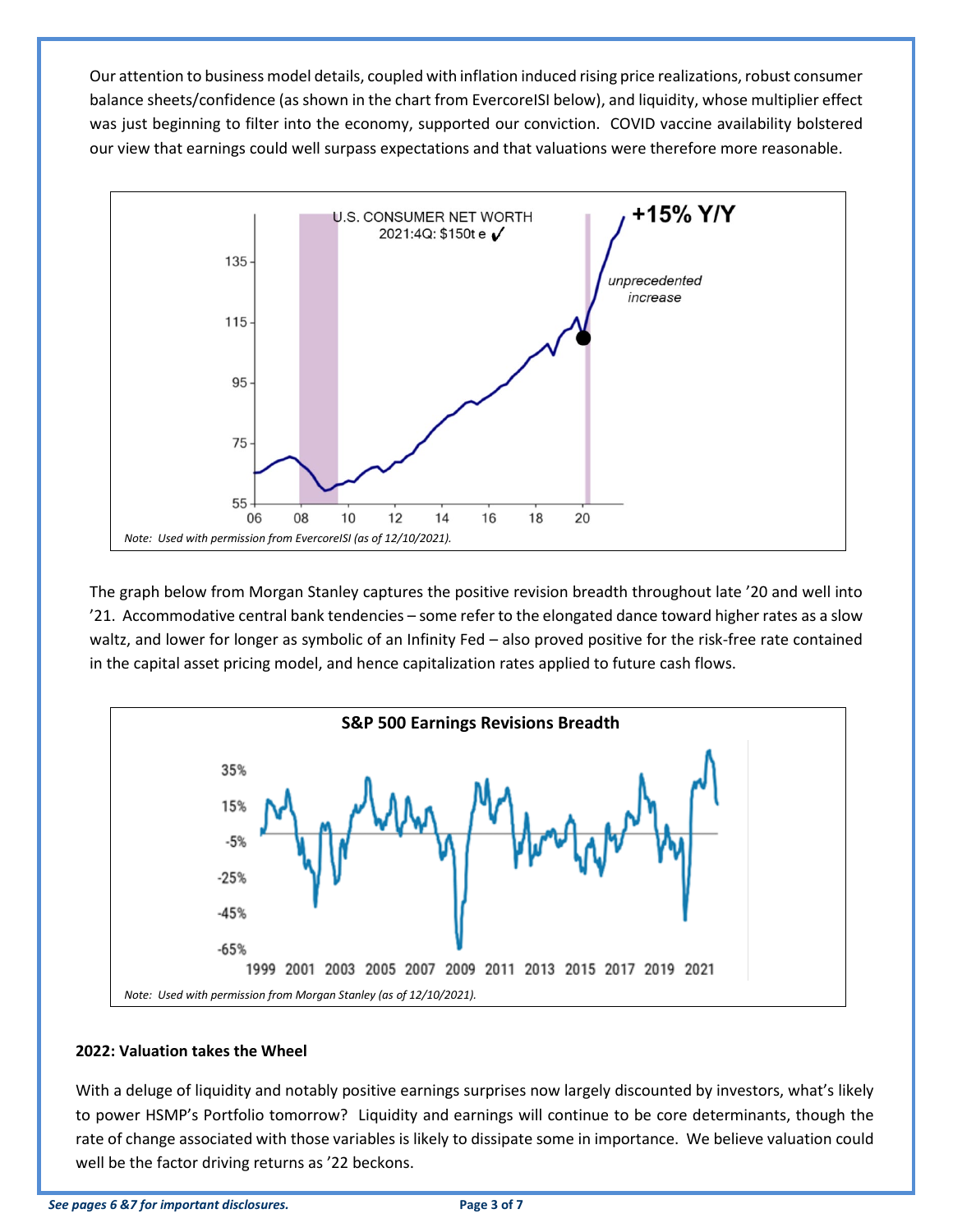Our attention to business model details, coupled with inflation induced rising price realizations, robust consumer balance sheets/confidence (as shown in the chart from EvercoreISI below), and liquidity, whose multiplier effect was just beginning to filter into the economy, supported our conviction. COVID vaccine availability bolstered our view that earnings could well surpass expectations and that valuations were therefore more reasonable.

*Note: Used with permission from EvercoreISI (as of 12/10/2021).*

The graph below from Morgan Stanley captures the positive revision breadth throughout late '20 and well into '21. Accommodative central bank tendencies – some refer to the elongated dance toward higher rates as a slow waltz, and lower for longer as symbolic of an Infinity Fed – also proved positive for the risk-free rate contained in the capital asset pricing model, and hence capitalization rates applied to future cash flows.

*Note: Used with permission from Morgan Stanley (as of 12/10/2021).*

**2022: Valuation takes the Wheel**

With a deluge of liquidity and notably positive earnings surprises now largely discounted by investors, what's likely to power HSMP's Portfolio tomorrow? Liquidity and earnings will continue to be core determinants, though the rate of change associated with those variables is likely to dissipate some in importance. We believe valuation could well be the factor driving returns as '22 beckons.

***See pages 6 &7 for important disclosures.***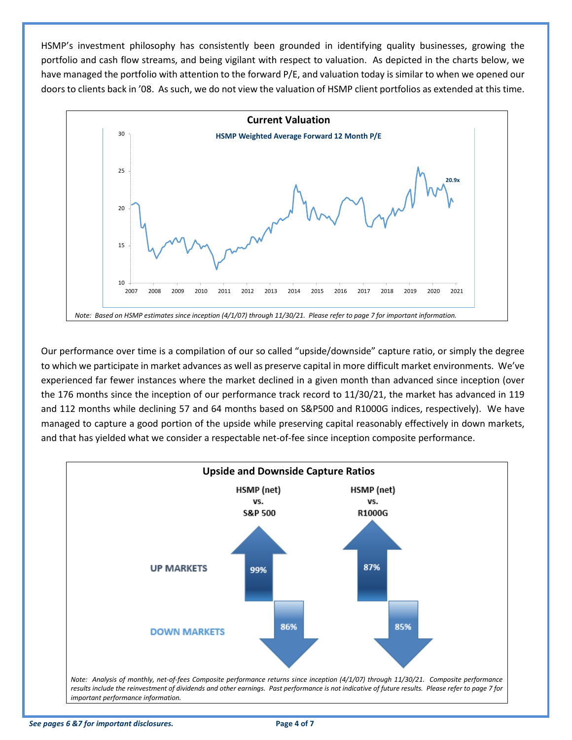HSMP's investment philosophy has consistently been grounded in identifying quality businesses, growing the portfolio and cash flow streams, and being vigilant with respect to valuation. As depicted in the charts below, we have managed the portfolio with attention to the forward P/E, and valuation today is similar to when we opened our doors to clients back in '08. As such, we do not view the valuation of HSMP client portfolios as extended at this time.

**Current Valuation**

**HSMP Weighted Average Forward 12 Month P/E**

*Note: Based on HSMP estimates since inception (4/1/07) through 11/30/21. Please refer to page 7 for important information.*

Our performance over time is a compilation of our so called "upside/downside" capture ratio, or simply the degree to which we participate in market advances as well as preserve capital in more difficult market environments. We've experienced far fewer instances where the market declined in a given month than advanced since inception (over the 176 months since the inception of our performance track record to 11/30/21, the market has advanced in 119 and 112 months while declining 57 and 64 months based on S&P500 and R1000G indices, respectively). We have managed to capture a good portion of the upside while preserving capital reasonably effectively in down markets, and that has yielded what we consider a respectable net-of-fee since inception composite performance.

**Upside and Downside Capture Ratios**

| | HSMP (net) vs. S&P 500 | HSMP (net) vs. R1000G |
|---|---|---|
| UP MARKETS | 99% | 87% |
| DOWN MARKETS | 86% | 85% |

*Note: Analysis of monthly, net-of-fees Composite performance returns since inception (4/1/07) through 11/30/21. Composite performance results include the reinvestment of dividends and other earnings. Past performance is not indicative of future results. Please refer to page 7 for important performance information.*

*See pages 6 &7 for important disclosures.*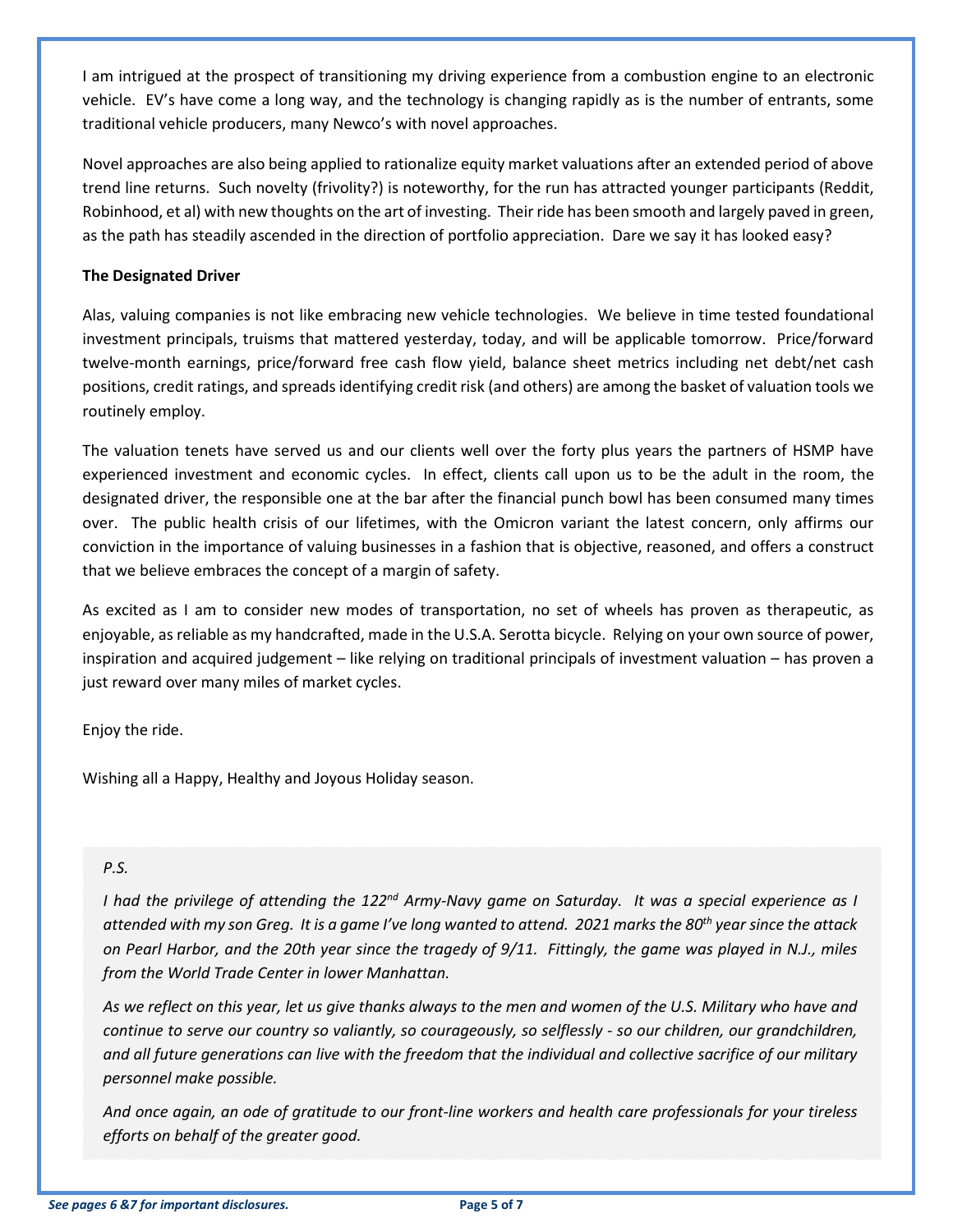I am intrigued at the prospect of transitioning my driving experience from a combustion engine to an electronic vehicle. EV's have come a long way, and the technology is changing rapidly as is the number of entrants, some traditional vehicle producers, many Newco's with novel approaches.

Novel approaches are also being applied to rationalize equity market valuations after an extended period of above trend line returns. Such novelty (frivolity?) is noteworthy, for the run has attracted younger participants (Reddit, Robinhood, et al) with new thoughts on the art of investing. Their ride has been smooth and largely paved in green, as the path has steadily ascended in the direction of portfolio appreciation. Dare we say it has looked easy?

**The Designated Driver**

Alas, valuing companies is not like embracing new vehicle technologies. We believe in time tested foundational investment principals, truisms that mattered yesterday, today, and will be applicable tomorrow. Price/forward twelve-month earnings, price/forward free cash flow yield, balance sheet metrics including net debt/net cash positions, credit ratings, and spreads identifying credit risk (and others) are among the basket of valuation tools we routinely employ.

The valuation tenets have served us and our clients well over the forty plus years the partners of HSMP have experienced investment and economic cycles. In effect, clients call upon us to be the adult in the room, the designated driver, the responsible one at the bar after the financial punch bowl has been consumed many times over. The public health crisis of our lifetimes, with the Omicron variant the latest concern, only affirms our conviction in the importance of valuing businesses in a fashion that is objective, reasoned, and offers a construct that we believe embraces the concept of a margin of safety.

As excited as I am to consider new modes of transportation, no set of wheels has proven as therapeutic, as enjoyable, as reliable as my handcrafted, made in the U.S.A. Serotta bicycle. Relying on your own source of power, inspiration and acquired judgement – like relying on traditional principals of investment valuation – has proven a just reward over many miles of market cycles.

Enjoy the ride.

Wishing all a Happy, Healthy and Joyous Holiday season.

*P.S.*

*I had the privilege of attending the 122nd Army-Navy game on Saturday. It was a special experience as I attended with my son Greg. It is a game I've long wanted to attend. 2021 marks the 80th year since the attack on Pearl Harbor, and the 20th year since the tragedy of 9/11. Fittingly, the game was played in N.J., miles from the World Trade Center in lower Manhattan.*

*As we reflect on this year, let us give thanks always to the men and women of the U.S. Military who have and continue to serve our country so valiantly, so courageously, so selflessly - so our children, our grandchildren, and all future generations can live with the freedom that the individual and collective sacrifice of our military personnel make possible.*

*And once again, an ode of gratitude to our front-line workers and health care professionals for your tireless efforts on behalf of the greater good.*

*See pages 6 &7 for important disclosures.*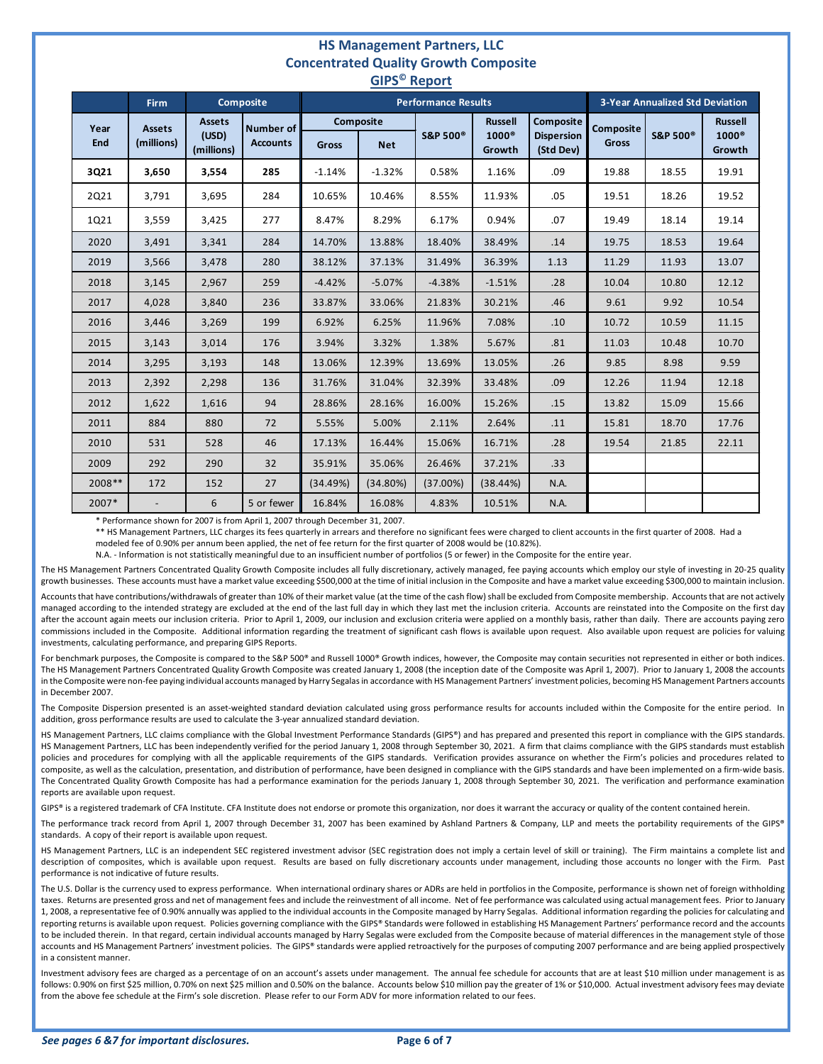# HS Management Partners, LLC
## Concentrated Quality Growth Composite
### GIPS© Report

| | Firm | Composite | | Performance Results | | | | | 3-Year Annualized Std Deviation | | |
|---|---|---|---|---|---|---|---|---|---|---|---|
| Year End | Assets (millions) | Assets (USD) (millions) | Number of Accounts | Composite Gross | Composite Net | S&P 500® | Russell 1000® Growth | Composite Dispersion (Std Dev) | Composite Gross | S&P 500® | Russell 1000® Growth |
| **3Q21** | **3,650** | **3,554** | **285** | -1.14% | -1.32% | 0.58% | 1.16% | .09 | 19.88 | 18.55 | 19.91 |
| 2Q21 | 3,791 | 3,695 | 284 | 10.65% | 10.46% | 8.55% | 11.93% | .05 | 19.51 | 18.26 | 19.52 |
| 1Q21 | 3,559 | 3,425 | 277 | 8.47% | 8.29% | 6.17% | 0.94% | .07 | 19.49 | 18.14 | 19.14 |
| 2020 | 3,491 | 3,341 | 284 | 14.70% | 13.88% | 18.40% | 38.49% | .14 | 19.75 | 18.53 | 19.64 |
| 2019 | 3,566 | 3,478 | 280 | 38.12% | 37.13% | 31.49% | 36.39% | 1.13 | 11.29 | 11.93 | 13.07 |
| 2018 | 3,145 | 2,967 | 259 | -4.42% | -5.07% | -4.38% | -1.51% | .28 | 10.04 | 10.80 | 12.12 |
| 2017 | 4,028 | 3,840 | 236 | 33.87% | 33.06% | 21.83% | 30.21% | .46 | 9.61 | 9.92 | 10.54 |
| 2016 | 3,446 | 3,269 | 199 | 6.92% | 6.25% | 11.96% | 7.08% | .10 | 10.72 | 10.59 | 11.15 |
| 2015 | 3,143 | 3,014 | 176 | 3.94% | 3.32% | 1.38% | 5.67% | .81 | 11.03 | 10.48 | 10.70 |
| 2014 | 3,295 | 3,193 | 148 | 13.06% | 12.39% | 13.69% | 13.05% | .26 | 9.85 | 8.98 | 9.59 |
| 2013 | 2,392 | 2,298 | 136 | 31.76% | 31.04% | 32.39% | 33.48% | .09 | 12.26 | 11.94 | 12.18 |
| 2012 | 1,622 | 1,616 | 94 | 28.86% | 28.16% | 16.00% | 15.26% | .15 | 13.82 | 15.09 | 15.66 |
| 2011 | 884 | 880 | 72 | 5.55% | 5.00% | 2.11% | 2.64% | .11 | 15.81 | 18.70 | 17.76 |
| 2010 | 531 | 528 | 46 | 17.13% | 16.44% | 15.06% | 16.71% | .28 | 19.54 | 21.85 | 22.11 |
| 2009 | 292 | 290 | 32 | 35.91% | 35.06% | 26.46% | 37.21% | .33 | | | |
| 2008** | 172 | 152 | 27 | (34.49%) | (34.80%) | (37.00%) | (38.44%) | N.A. | | | |
| 2007* | - | 6 | 5 or fewer | 16.84% | 16.08% | 4.83% | 10.51% | N.A. | | | |

\* Performance shown for 2007 is from April 1, 2007 through December 31, 2007.

\*\* HS Management Partners, LLC charges its fees quarterly in arrears and therefore no significant fees were charged to client accounts in the first quarter of 2008. Had a modeled fee of 0.90% per annum been applied, the net of fee return for the first quarter of 2008 would be (10.82%).

N.A. - Information is not statistically meaningful due to an insufficient number of portfolios (5 or fewer) in the Composite for the entire year.

The HS Management Partners Concentrated Quality Growth Composite includes all fully discretionary, actively managed, fee paying accounts which employ our style of investing in 20-25 quality growth businesses. These accounts must have a market value exceeding $500,000 at the time of initial inclusion in the Composite and have a market value exceeding $300,000 to maintain inclusion.

Accounts that have contributions/withdrawals of greater than 10% of their market value (at the time of the cash flow) shall be excluded from Composite membership. Accounts that are not actively managed according to the intended strategy are excluded at the end of the last full day in which they last met the inclusion criteria. Accounts are reinstated into the Composite on the first day after the account again meets our inclusion criteria. Prior to April 1, 2009, our inclusion and exclusion criteria were applied on a monthly basis, rather than daily. There are accounts paying zero commissions included in the Composite. Additional information regarding the treatment of significant cash flows is available upon request. Also available upon request are policies for valuing investments, calculating performance, and preparing GIPS Reports.

For benchmark purposes, the Composite is compared to the S&P 500® and Russell 1000® Growth indices, however, the Composite may contain securities not represented in either or both indices. The HS Management Partners Concentrated Quality Growth Composite was created January 1, 2008 (the inception date of the Composite was April 1, 2007). Prior to January 1, 2008 the accounts in the Composite were non-fee paying individual accounts managed by Harry Segalas in accordance with HS Management Partners' investment policies, becoming HS Management Partners accounts in December 2007.

The Composite Dispersion presented is an asset-weighted standard deviation calculated using gross performance results for accounts included within the Composite for the entire period. In addition, gross performance results are used to calculate the 3-year annualized standard deviation.

HS Management Partners, LLC claims compliance with the Global Investment Performance Standards (GIPS®) and has prepared and presented this report in compliance with the GIPS standards. HS Management Partners, LLC has been independently verified for the period January 1, 2008 through September 30, 2021. A firm that claims compliance with the GIPS standards must establish policies and procedures for complying with all the applicable requirements of the GIPS standards. Verification provides assurance on whether the Firm's policies and procedures related to composite, as well as the calculation, presentation, and distribution of performance, have been designed in compliance with the GIPS standards and have been implemented on a firm-wide basis. The Concentrated Quality Growth Composite has had a performance examination for the periods January 1, 2008 through September 30, 2021. The verification and performance examination reports are available upon request.

GIPS® is a registered trademark of CFA Institute. CFA Institute does not endorse or promote this organization, nor does it warrant the accuracy or quality of the content contained herein.

The performance track record from April 1, 2007 through December 31, 2007 has been examined by Ashland Partners & Company, LLP and meets the portability requirements of the GIPS® standards. A copy of their report is available upon request.

HS Management Partners, LLC is an independent SEC registered investment advisor (SEC registration does not imply a certain level of skill or training). The Firm maintains a complete list and description of composites, which is available upon request. Results are based on fully discretionary accounts under management, including those accounts no longer with the Firm. Past performance is not indicative of future results.

The U.S. Dollar is the currency used to express performance. When international ordinary shares or ADRs are held in portfolios in the Composite, performance is shown net of foreign withholding taxes. Returns are presented gross and net of management fees and include the reinvestment of all income. Net of fee performance was calculated using actual management fees. Prior to January 1, 2008, a representative fee of 0.90% annually was applied to the individual accounts in the Composite managed by Harry Segalas. Additional information regarding the policies for calculating and reporting returns is available upon request. Policies governing compliance with the GIPS® Standards were followed in establishing HS Management Partners' performance record and the accounts to be included therein. In that regard, certain individual accounts managed by Harry Segalas were excluded from the Composite because of material differences in the management style of those accounts and HS Management Partners' investment policies. The GIPS® standards were applied retroactively for the purposes of computing 2007 performance and are being applied prospectively in a consistent manner.

Investment advisory fees are charged as a percentage of on an account's assets under management. The annual fee schedule for accounts that are at least $10 million under management is as follows: 0.90% on first $25 million, 0.70% on next $25 million and 0.50% on the balance. Accounts below $10 million pay the greater of 1% or $10,000. Actual investment advisory fees may deviate from the above fee schedule at the Firm's sole discretion. Please refer to our Form ADV for more information related to our fees.

***See pages 6 &7 for important disclosures.***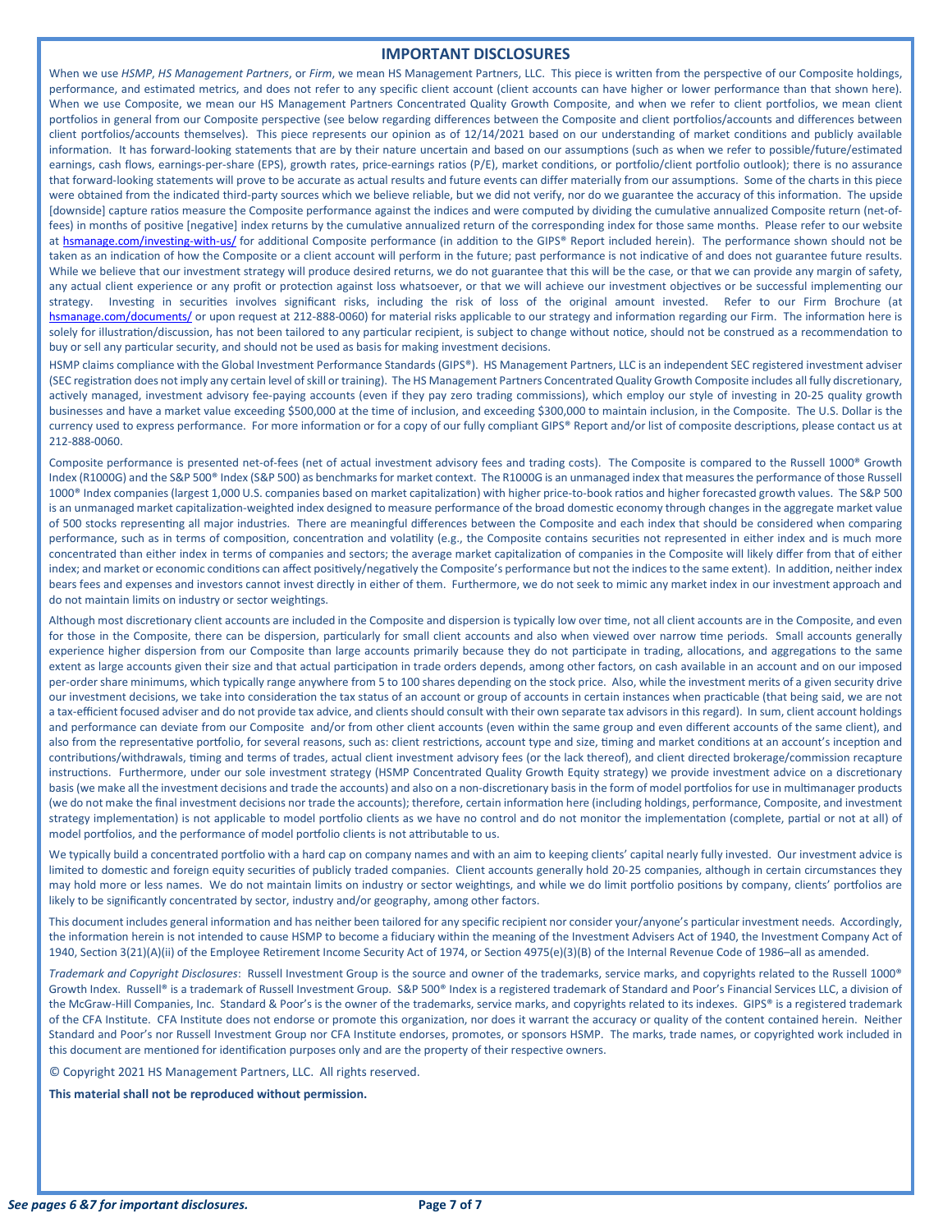## IMPORTANT DISCLOSURES

When we use *HSMP*, *HS Management Partners*, or *Firm*, we mean HS Management Partners, LLC. This piece is written from the perspective of our Composite holdings, performance, and estimated metrics, and does not refer to any specific client account (client accounts can have higher or lower performance than that shown here). When we use Composite, we mean our HS Management Partners Concentrated Quality Growth Composite, and when we refer to client portfolios, we mean client portfolios in general from our Composite perspective (see below regarding differences between the Composite and client portfolios/accounts and differences between client portfolios/accounts themselves). This piece represents our opinion as of 12/14/2021 based on our understanding of market conditions and publicly available information. It has forward-looking statements that are by their nature uncertain and based on our assumptions (such as when we refer to possible/future/estimated earnings, cash flows, earnings-per-share (EPS), growth rates, price-earnings ratios (P/E), market conditions, or portfolio/client portfolio outlook); there is no assurance that forward-looking statements will prove to be accurate as actual results and future events can differ materially from our assumptions. Some of the charts in this piece were obtained from the indicated third-party sources which we believe reliable, but we did not verify, nor do we guarantee the accuracy of this information. The upside [downside] capture ratios measure the Composite performance against the indices and were computed by dividing the cumulative annualized Composite return (net-of-fees) in months of positive [negative] index returns by the cumulative annualized return of the corresponding index for those same months. Please refer to our website at hsmanage.com/investing-with-us/ for additional Composite performance (in addition to the GIPS® Report included herein). The performance shown should not be taken as an indication of how the Composite or a client account will perform in the future; past performance is not indicative of and does not guarantee future results. While we believe that our investment strategy will produce desired returns, we do not guarantee that this will be the case, or that we can provide any margin of safety, any actual client experience or any profit or protection against loss whatsoever, or that we will achieve our investment objectives or be successful implementing our strategy. Investing in securities involves significant risks, including the risk of loss of the original amount invested. Refer to our Firm Brochure (at hsmanage.com/documents/ or upon request at 212-888-0060) for material risks applicable to our strategy and information regarding our Firm. The information here is solely for illustration/discussion, has not been tailored to any particular recipient, is subject to change without notice, should not be construed as a recommendation to buy or sell any particular security, and should not be used as basis for making investment decisions.

HSMP claims compliance with the Global Investment Performance Standards (GIPS®). HS Management Partners, LLC is an independent SEC registered investment adviser (SEC registration does not imply any certain level of skill or training). The HS Management Partners Concentrated Quality Growth Composite includes all fully discretionary, actively managed, investment advisory fee-paying accounts (even if they pay zero trading commissions), which employ our style of investing in 20-25 quality growth businesses and have a market value exceeding $500,000 at the time of inclusion, and exceeding $300,000 to maintain inclusion, in the Composite. The U.S. Dollar is the currency used to express performance. For more information or for a copy of our fully compliant GIPS® Report and/or list of composite descriptions, please contact us at 212-888-0060.

Composite performance is presented net-of-fees (net of actual investment advisory fees and trading costs). The Composite is compared to the Russell 1000® Growth Index (R1000G) and the S&P 500® Index (S&P 500) as benchmarks for market context. The R1000G is an unmanaged index that measures the performance of those Russell 1000® Index companies (largest 1,000 U.S. companies based on market capitalization) with higher price-to-book ratios and higher forecasted growth values. The S&P 500 is an unmanaged market capitalization-weighted index designed to measure performance of the broad domestic economy through changes in the aggregate market value of 500 stocks representing all major industries. There are meaningful differences between the Composite and each index that should be considered when comparing performance, such as in terms of composition, concentration and volatility (e.g., the Composite contains securities not represented in either index and is much more concentrated than either index in terms of companies and sectors; the average market capitalization of companies in the Composite will likely differ from that of either index; and market or economic conditions can affect positively/negatively the Composite's performance but not the indices to the same extent). In addition, neither index bears fees and expenses and investors cannot invest directly in either of them. Furthermore, we do not seek to mimic any market index in our investment approach and do not maintain limits on industry or sector weightings.

Although most discretionary client accounts are included in the Composite and dispersion is typically low over time, not all client accounts are in the Composite, and even for those in the Composite, there can be dispersion, particularly for small client accounts and also when viewed over narrow time periods. Small accounts generally experience higher dispersion from our Composite than large accounts primarily because they do not participate in trading, allocations, and aggregations to the same extent as large accounts given their size and that actual participation in trade orders depends, among other factors, on cash available in an account and on our imposed per-order share minimums, which typically range anywhere from 5 to 100 shares depending on the stock price. Also, while the investment merits of a given security drive our investment decisions, we take into consideration the tax status of an account or group of accounts in certain instances when practicable (that being said, we are not a tax-efficient focused adviser and do not provide tax advice, and clients should consult with their own separate tax advisors in this regard). In sum, client account holdings and performance can deviate from our Composite and/or from other client accounts (even within the same group and even different accounts of the same client), and also from the representative portfolio, for several reasons, such as: client restrictions, account type and size, timing and market conditions at an account's inception and contributions/withdrawals, timing and terms of trades, actual client investment advisory fees (or the lack thereof), and client directed brokerage/commission recapture instructions. Furthermore, under our sole investment strategy (HSMP Concentrated Quality Growth Equity strategy) we provide investment advice on a discretionary basis (we make all the investment decisions and trade the accounts) and also on a non-discretionary basis in the form of model portfolios for use in multimanager products (we do not make the final investment decisions nor trade the accounts); therefore, certain information here (including holdings, performance, Composite, and investment strategy implementation) is not applicable to model portfolio clients as we have no control and do not monitor the implementation (complete, partial or not at all) of model portfolios, and the performance of model portfolio clients is not attributable to us.

We typically build a concentrated portfolio with a hard cap on company names and with an aim to keeping clients' capital nearly fully invested. Our investment advice is limited to domestic and foreign equity securities of publicly traded companies. Client accounts generally hold 20-25 companies, although in certain circumstances they may hold more or less names. We do not maintain limits on industry or sector weightings, and while we do limit portfolio positions by company, clients' portfolios are likely to be significantly concentrated by sector, industry and/or geography, among other factors.

This document includes general information and has neither been tailored for any specific recipient nor consider your/anyone's particular investment needs. Accordingly, the information herein is not intended to cause HSMP to become a fiduciary within the meaning of the Investment Advisers Act of 1940, the Investment Company Act of 1940, Section 3(21)(A)(ii) of the Employee Retirement Income Security Act of 1974, or Section 4975(e)(3)(B) of the Internal Revenue Code of 1986–all as amended.

*Trademark and Copyright Disclosures*: Russell Investment Group is the source and owner of the trademarks, service marks, and copyrights related to the Russell 1000® Growth Index. Russell® is a trademark of Russell Investment Group. S&P 500® Index is a registered trademark of Standard and Poor's Financial Services LLC, a division of the McGraw-Hill Companies, Inc. Standard & Poor's is the owner of the trademarks, service marks, and copyrights related to its indexes. GIPS® is a registered trademark of the CFA Institute. CFA Institute does not endorse or promote this organization, nor does it warrant the accuracy or quality of the content contained herein. Neither Standard and Poor's nor Russell Investment Group nor CFA Institute endorses, promotes, or sponsors HSMP. The marks, trade names, or copyrighted work included in this document are mentioned for identification purposes only and are the property of their respective owners.

© Copyright 2021 HS Management Partners, LLC. All rights reserved.

**This material shall not be reproduced without permission.**

***See pages 6 &7 for important disclosures.***